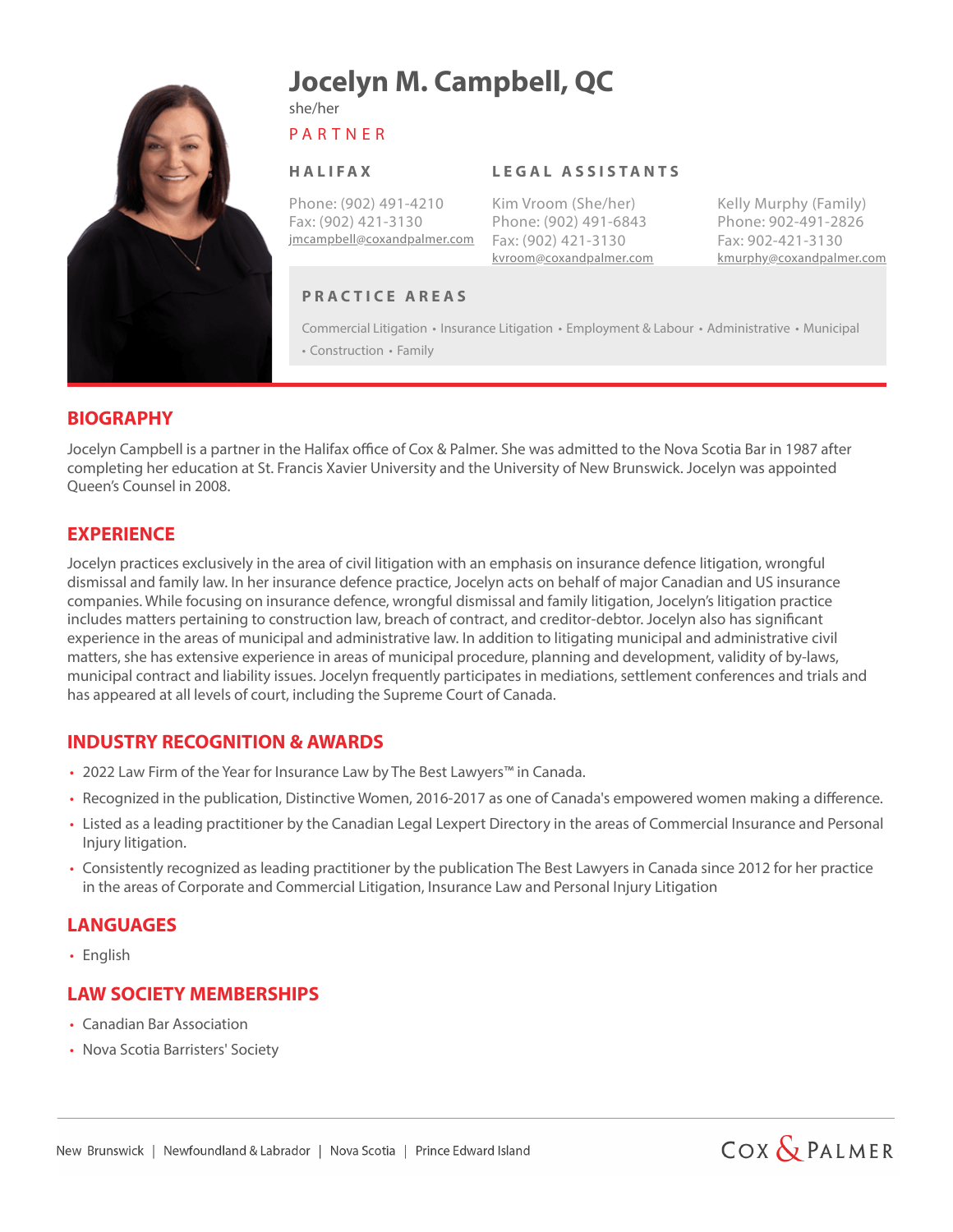# Jocelyn M. Campbell, QC

she/her

PARTNER

**HALIFAX**

Phone: (902) 491-4210
Fax: (902) 421-3130
jmcampbell@coxandpalmer.com

**LEGAL ASSISTANTS**

Kim Vroom (She/her)
Phone: (902) 491-6843
Fax: (902) 421-3130
kvroom@coxandpalmer.com

Kelly Murphy (Family)
Phone: 902-491-2826
Fax: 902-421-3130
kmurphy@coxandpalmer.com

**PRACTICE AREAS**

Commercial Litigation • Insurance Litigation • Employment & Labour • Administrative • Municipal • Construction • Family

## BIOGRAPHY

Jocelyn Campbell is a partner in the Halifax office of Cox & Palmer. She was admitted to the Nova Scotia Bar in 1987 after completing her education at St. Francis Xavier University and the University of New Brunswick. Jocelyn was appointed Queen's Counsel in 2008.

## EXPERIENCE

Jocelyn practices exclusively in the area of civil litigation with an emphasis on insurance defence litigation, wrongful dismissal and family law. In her insurance defence practice, Jocelyn acts on behalf of major Canadian and US insurance companies. While focusing on insurance defence, wrongful dismissal and family litigation, Jocelyn's litigation practice includes matters pertaining to construction law, breach of contract, and creditor-debtor. Jocelyn also has significant experience in the areas of municipal and administrative law. In addition to litigating municipal and administrative civil matters, she has extensive experience in areas of municipal procedure, planning and development, validity of by-laws, municipal contract and liability issues. Jocelyn frequently participates in mediations, settlement conferences and trials and has appeared at all levels of court, including the Supreme Court of Canada.

## INDUSTRY RECOGNITION & AWARDS

- 2022 Law Firm of the Year for Insurance Law by The Best Lawyers™ in Canada.
- Recognized in the publication, Distinctive Women, 2016-2017 as one of Canada's empowered women making a difference.
- Listed as a leading practitioner by the Canadian Legal Lexpert Directory in the areas of Commercial Insurance and Personal Injury litigation.
- Consistently recognized as leading practitioner by the publication The Best Lawyers in Canada since 2012 for her practice in the areas of Corporate and Commercial Litigation, Insurance Law and Personal Injury Litigation

## LANGUAGES

- English

## LAW SOCIETY MEMBERSHIPS

- Canadian Bar Association
- Nova Scotia Barristers' Society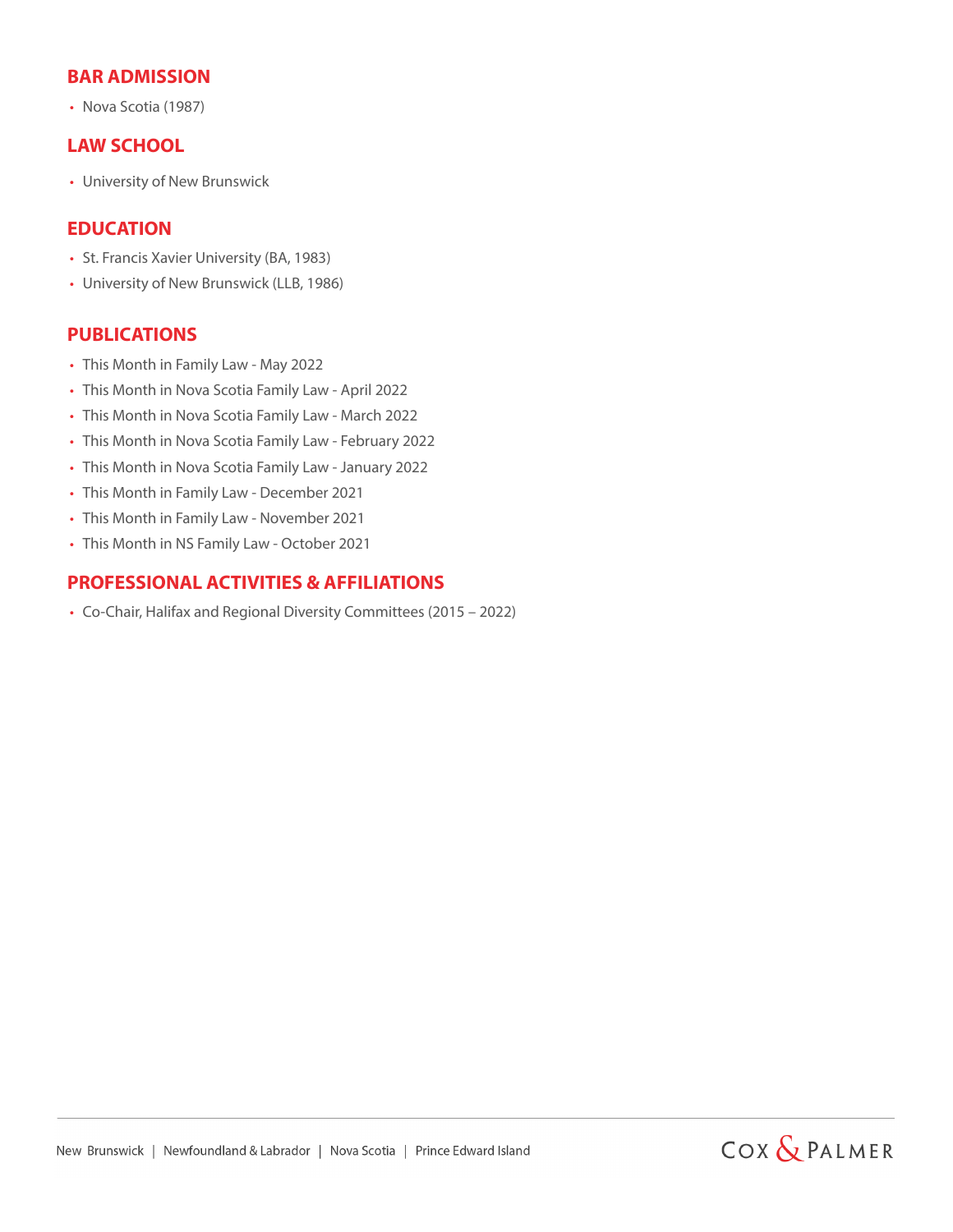## BAR ADMISSION

- Nova Scotia (1987)

## LAW SCHOOL

- University of New Brunswick

## EDUCATION

- St. Francis Xavier University (BA, 1983)
- University of New Brunswick (LLB, 1986)

## PUBLICATIONS

- This Month in Family Law - May 2022
- This Month in Nova Scotia Family Law - April 2022
- This Month in Nova Scotia Family Law - March 2022
- This Month in Nova Scotia Family Law - February 2022
- This Month in Nova Scotia Family Law - January 2022
- This Month in Family Law - December 2021
- This Month in Family Law - November 2021
- This Month in NS Family Law - October 2021

## PROFESSIONAL ACTIVITIES & AFFILIATIONS

- Co-Chair, Halifax and Regional Diversity Committees (2015 – 2022)